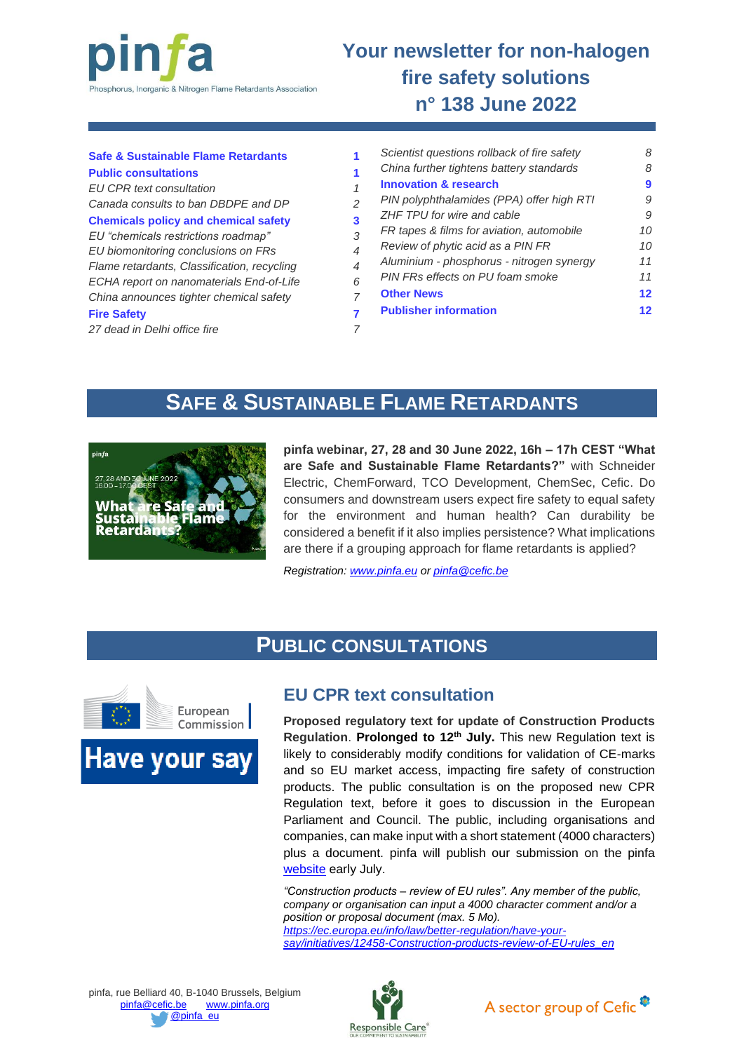pinfa

Phosphorus, Inorganic & Nitrogen Flame Retardants Association

# Your newsletter for non-halogen fire safety solutions n° 138 June 2022

| | |
|---|---|
| **Safe & Sustainable Flame Retardants** | **1** |
| **Public consultations** | **1** |
| *EU CPR text consultation* | *1* |
| *Canada consults to ban DBDPE and DP* | *2* |
| **Chemicals policy and chemical safety** | **3** |
| *EU "chemicals restrictions roadmap"* | *3* |
| *EU biomonitoring conclusions on FRs* | *4* |
| *Flame retardants, Classification, recycling* | *4* |
| *ECHA report on nanomaterials End-of-Life* | *6* |
| *China announces tighter chemical safety* | *7* |
| **Fire Safety** | **7** |
| *27 dead in Delhi office fire* | *7* |
| *Scientist questions rollback of fire safety* | *8* |
| *China further tightens battery standards* | *8* |
| **Innovation & research** | **9** |
| *PIN polyphthalamides (PPA) offer high RTI* | *9* |
| *ZHF TPU for wire and cable* | *9* |
| *FR tapes & films for aviation, automobile* | *10* |
| *Review of phytic acid as a PIN FR* | *10* |
| *Aluminium - phosphorus - nitrogen synergy* | *11* |
| *PIN FRs effects on PU foam smoke* | *11* |
| **Other News** | **12** |
| **Publisher information** | **12** |

## Safe & Sustainable Flame Retardants

**pinfa webinar, 27, 28 and 30 June 2022, 16h – 17h CEST "What are Safe and Sustainable Flame Retardants?"** with Schneider Electric, ChemForward, TCO Development, ChemSec, Cefic. Do consumers and downstream users expect fire safety to equal safety for the environment and human health? Can durability be considered a benefit if it also implies persistence? What implications are there if a grouping approach for flame retardants is applied?

*Registration: www.pinfa.eu or pinfa@cefic.be*

## Public consultations

### EU CPR text consultation

**Proposed regulatory text for update of Construction Products Regulation**. **Prolonged to 12th July.** This new Regulation text is likely to considerably modify conditions for validation of CE-marks and so EU market access, impacting fire safety of construction products. The public consultation is on the proposed new CPR Regulation text, before it goes to discussion in the European Parliament and Council. The public, including organisations and companies, can make input with a short statement (4000 characters) plus a document. pinfa will publish our submission on the pinfa website early July.

*"Construction products – review of EU rules". Any member of the public, company or organisation can input a 4000 character comment and/or a position or proposal document (max. 5 Mo).* https://ec.europa.eu/info/law/better-regulation/have-your-say/initiatives/12458-Construction-products-review-of-EU-rules_en

pinfa, rue Belliard 40, B-1040 Brussels, Belgium
pinfa@cefic.be www.pinfa.org
@pinfa_eu

A sector group of Cefic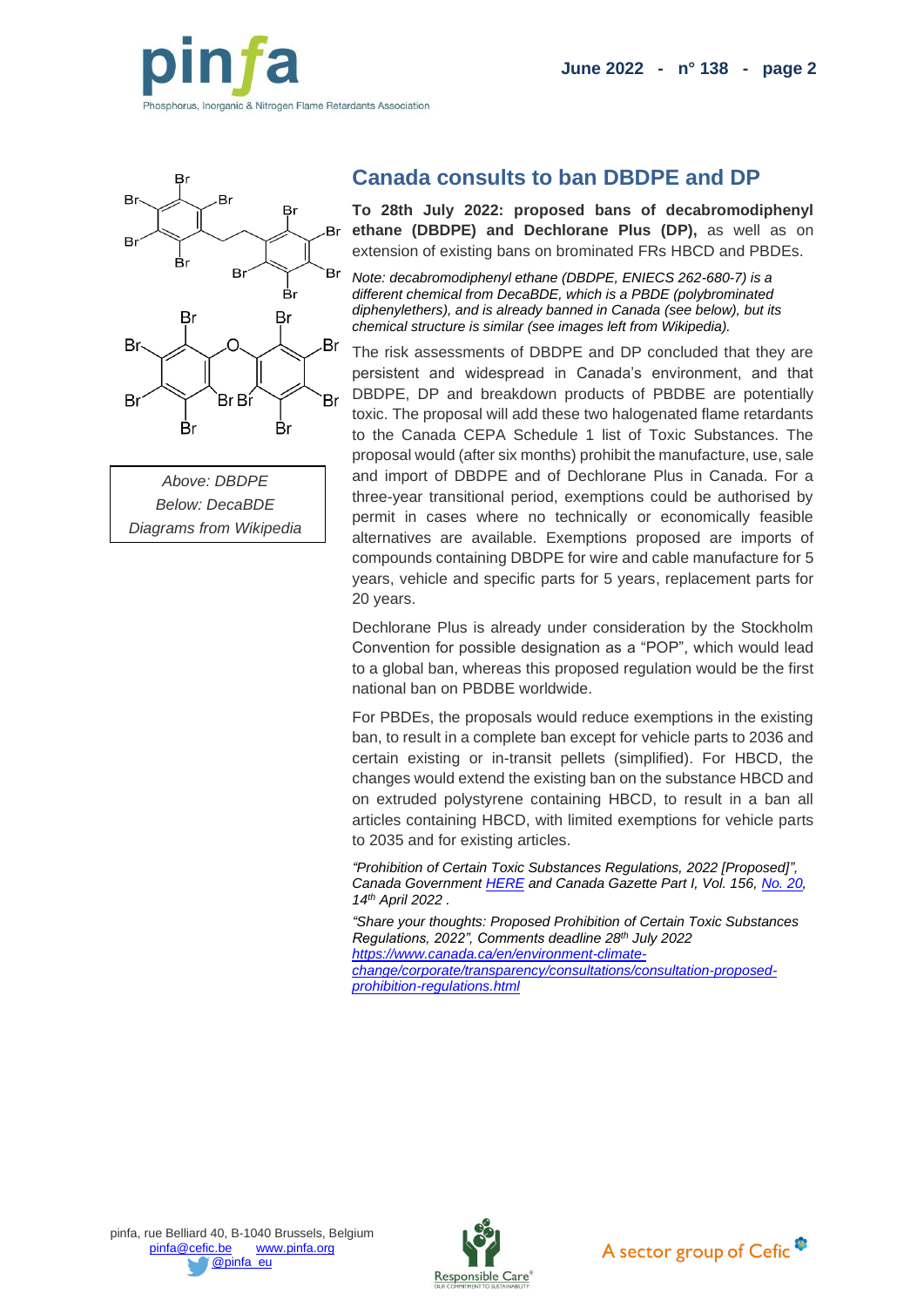Above: DBDPE
Below: DecaBDE
Diagrams from Wikipedia

## Canada consults to ban DBDPE and DP

**To 28th July 2022: proposed bans of decabromodiphenyl ethane (DBDPE) and Dechlorane Plus (DP),** as well as on extension of existing bans on brominated FRs HBCD and PBDEs.

*Note: decabromodiphenyl ethane (DBDPE, ENIECS 262-680-7) is a different chemical from DecaBDE, which is a PBDE (polybrominated diphenylethers), and is already banned in Canada (see below), but its chemical structure is similar (see images left from Wikipedia).*

The risk assessments of DBDPE and DP concluded that they are persistent and widespread in Canada's environment, and that DBDPE, DP and breakdown products of PBDBE are potentially toxic. The proposal will add these two halogenated flame retardants to the Canada CEPA Schedule 1 list of Toxic Substances. The proposal would (after six months) prohibit the manufacture, use, sale and import of DBDPE and of Dechlorane Plus in Canada. For a three-year transitional period, exemptions could be authorised by permit in cases where no technically or economically feasible alternatives are available. Exemptions proposed are imports of compounds containing DBDPE for wire and cable manufacture for 5 years, vehicle and specific parts for 5 years, replacement parts for 20 years.

Dechlorane Plus is already under consideration by the Stockholm Convention for possible designation as a "POP", which would lead to a global ban, whereas this proposed regulation would be the first national ban on PBDBE worldwide.

For PBDEs, the proposals would reduce exemptions in the existing ban, to result in a complete ban except for vehicle parts to 2036 and certain existing or in-transit pellets (simplified). For HBCD, the changes would extend the existing ban on the substance HBCD and on extruded polystyrene containing HBCD, to result in a ban all articles containing HBCD, with limited exemptions for vehicle parts to 2035 and for existing articles.

*"Prohibition of Certain Toxic Substances Regulations, 2022 [Proposed]", Canada Government HERE and Canada Gazette Part I, Vol. 156, No. 20, 14th April 2022 .*

*"Share your thoughts: Proposed Prohibition of Certain Toxic Substances Regulations, 2022", Comments deadline 28th July 2022 https://www.canada.ca/en/environment-climate-change/corporate/transparency/consultations/consultation-proposed-prohibition-regulations.html*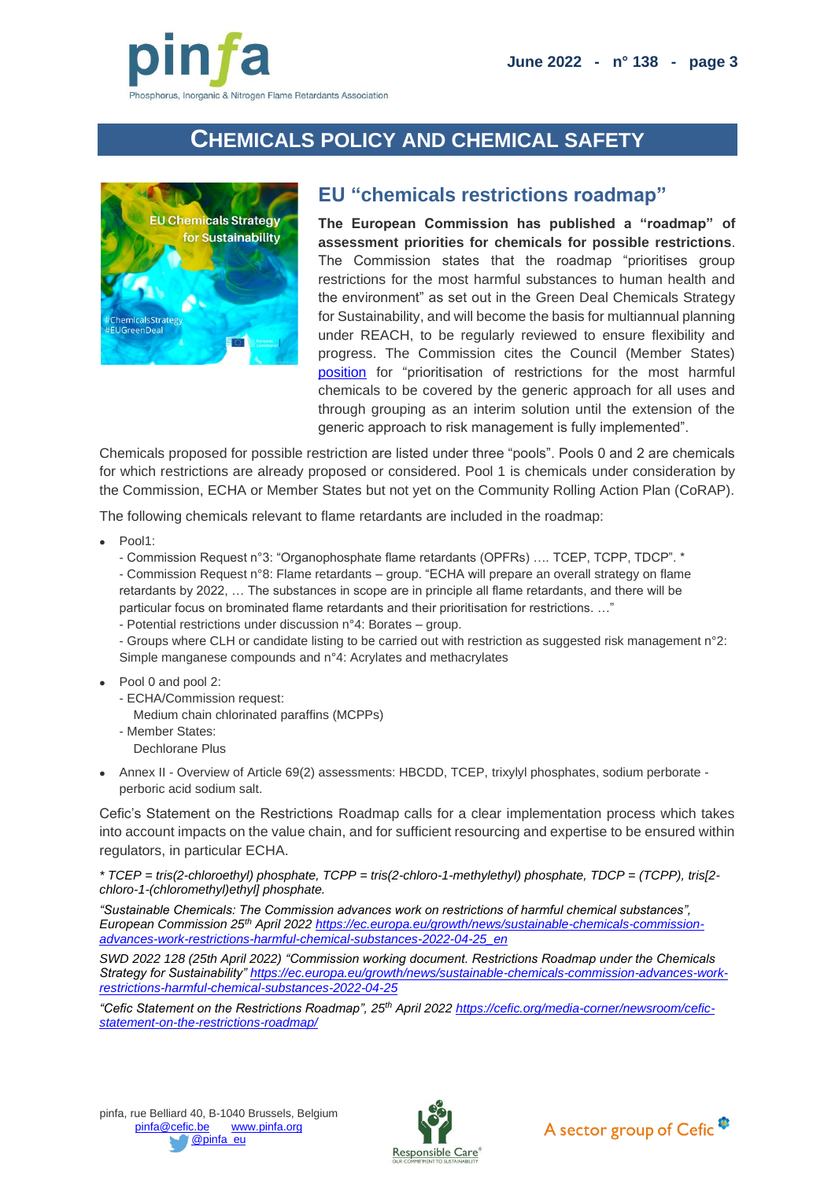## CHEMICALS POLICY AND CHEMICAL SAFETY

### EU "chemicals restrictions roadmap"

**The European Commission has published a "roadmap" of assessment priorities for chemicals for possible restrictions**. The Commission states that the roadmap "prioritises group restrictions for the most harmful substances to human health and the environment" as set out in the Green Deal Chemicals Strategy for Sustainability, and will become the basis for multiannual planning under REACH, to be regularly reviewed to ensure flexibility and progress. The Commission cites the Council (Member States) position for "prioritisation of restrictions for the most harmful chemicals to be covered by the generic approach for all uses and through grouping as an interim solution until the extension of the generic approach to risk management is fully implemented".

Chemicals proposed for possible restriction are listed under three "pools". Pools 0 and 2 are chemicals for which restrictions are already proposed or considered. Pool 1 is chemicals under consideration by the Commission, ECHA or Member States but not yet on the Community Rolling Action Plan (CoRAP).

The following chemicals relevant to flame retardants are included in the roadmap:

- Pool1:
  - Commission Request n°3: "Organophosphate flame retardants (OPFRs) …. TCEP, TCPP, TDCP". *
  - Commission Request n°8: Flame retardants – group. "ECHA will prepare an overall strategy on flame retardants by 2022, … The substances in scope are in principle all flame retardants, and there will be particular focus on brominated flame retardants and their prioritisation for restrictions. …"
  - Potential restrictions under discussion n°4: Borates – group.
  - Groups where CLH or candidate listing to be carried out with restriction as suggested risk management n°2: Simple manganese compounds and n°4: Acrylates and methacrylates
- Pool 0 and pool 2:
  - ECHA/Commission request:
    Medium chain chlorinated paraffins (MCPPs)
  - Member States:
    Dechlorane Plus
- Annex II - Overview of Article 69(2) assessments: HBCDD, TCEP, trixylyl phosphates, sodium perborate - perboric acid sodium salt.

Cefic's Statement on the Restrictions Roadmap calls for a clear implementation process which takes into account impacts on the value chain, and for sufficient resourcing and expertise to be ensured within regulators, in particular ECHA.

*\* TCEP = tris(2-chloroethyl) phosphate, TCPP = tris(2-chloro-1-methylethyl) phosphate, TDCP = (TCPP), tris[2-chloro-1-(chloromethyl)ethyl] phosphate.*

*"Sustainable Chemicals: The Commission advances work on restrictions of harmful chemical substances", European Commission 25th April 2022 https://ec.europa.eu/growth/news/sustainable-chemicals-commission-advances-work-restrictions-harmful-chemical-substances-2022-04-25_en*

*SWD 2022 128 (25th April 2022) "Commission working document. Restrictions Roadmap under the Chemicals Strategy for Sustainability" https://ec.europa.eu/growth/news/sustainable-chemicals-commission-advances-work-restrictions-harmful-chemical-substances-2022-04-25*

*"Cefic Statement on the Restrictions Roadmap", 25th April 2022 https://cefic.org/media-corner/newsroom/cefic-statement-on-the-restrictions-roadmap/*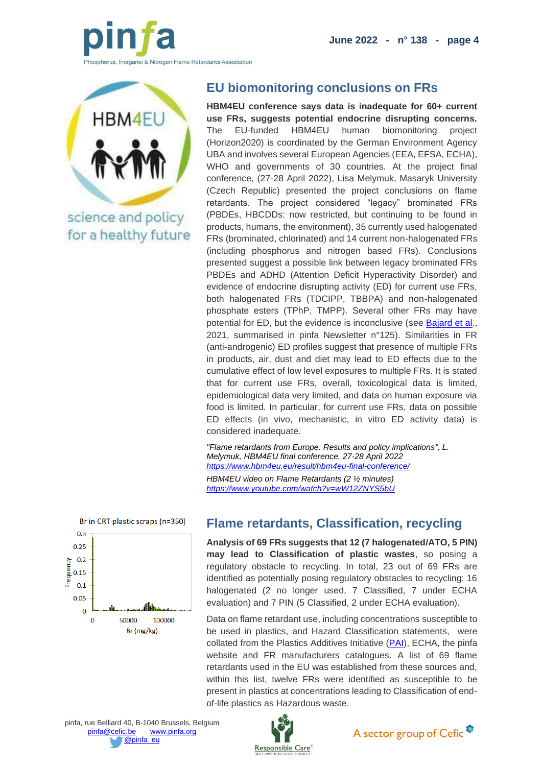## EU biomonitoring conclusions on FRs

**HBM4EU conference says data is inadequate for 60+ current use FRs, suggests potential endocrine disrupting concerns.** The EU-funded HBM4EU human biomonitoring project (Horizon2020) is coordinated by the German Environment Agency UBA and involves several European Agencies (EEA, EFSA, ECHA), WHO and governments of 30 countries. At the project final conference, (27-28 April 2022), Lisa Melymuk, Masaryk University (Czech Republic) presented the project conclusions on flame retardants. The project considered "legacy" brominated FRs (PBDEs, HBCDDs: now restricted, but continuing to be found in products, humans, the environment), 35 currently used halogenated FRs (brominated, chlorinated) and 14 current non-halogenated FRs (including phosphorus and nitrogen based FRs). Conclusions presented suggest a possible link between legacy brominated FRs PBDEs and ADHD (Attention Deficit Hyperactivity Disorder) and evidence of endocrine disrupting activity (ED) for current use FRs, both halogenated FRs (TDCIPP, TBBPA) and non-halogenated phosphate esters (TPhP, TMPP). Several other FRs may have potential for ED, but the evidence is inconclusive (see Bajard et al., 2021, summarised in pinfa Newsletter n°125). Similarities in FR (anti-androgenic) ED profiles suggest that presence of multiple FRs in products, air, dust and diet may lead to ED effects due to the cumulative effect of low level exposures to multiple FRs. It is stated that for current use FRs, overall, toxicological data is limited, epidemiological data very limited, and data on human exposure via food is limited. In particular, for current use FRs, data on possible ED effects (in vivo, mechanistic, in vitro ED activity data) is considered inadequate.

*"Flame retardants from Europe. Results and policy implications", L. Melymuk, HBM4EU final conference, 27-28 April 2022*
*https://www.hbm4eu.eu/result/hbm4eu-final-conference/*

*HBM4EU video on Flame Retardants (2 ½ minutes)*
*https://www.youtube.com/watch?v=wW12ZNYS5bU*

## Flame retardants, Classification, recycling

**Analysis of 69 FRs suggests that 12 (7 halogenated/ATO, 5 PIN) may lead to Classification of plastic wastes**, so posing a regulatory obstacle to recycling. In total, 23 out of 69 FRs are identified as potentially posing regulatory obstacles to recycling: 16 halogenated (2 no longer used, 7 Classified, 7 under ECHA evaluation) and 7 PIN (5 Classified, 2 under ECHA evaluation).

Data on flame retardant use, including concentrations susceptible to be used in plastics, and Hazard Classification statements, were collated from the Plastics Additives Initiative (PAI), ECHA, the pinfa website and FR manufacturers catalogues. A list of 69 flame retardants used in the EU was established from these sources and, within this list, twelve FRs were identified as susceptible to be present in plastics at concentrations leading to Classification of end-of-life plastics as Hazardous waste.

Br in CRT plastic scraps (n=350)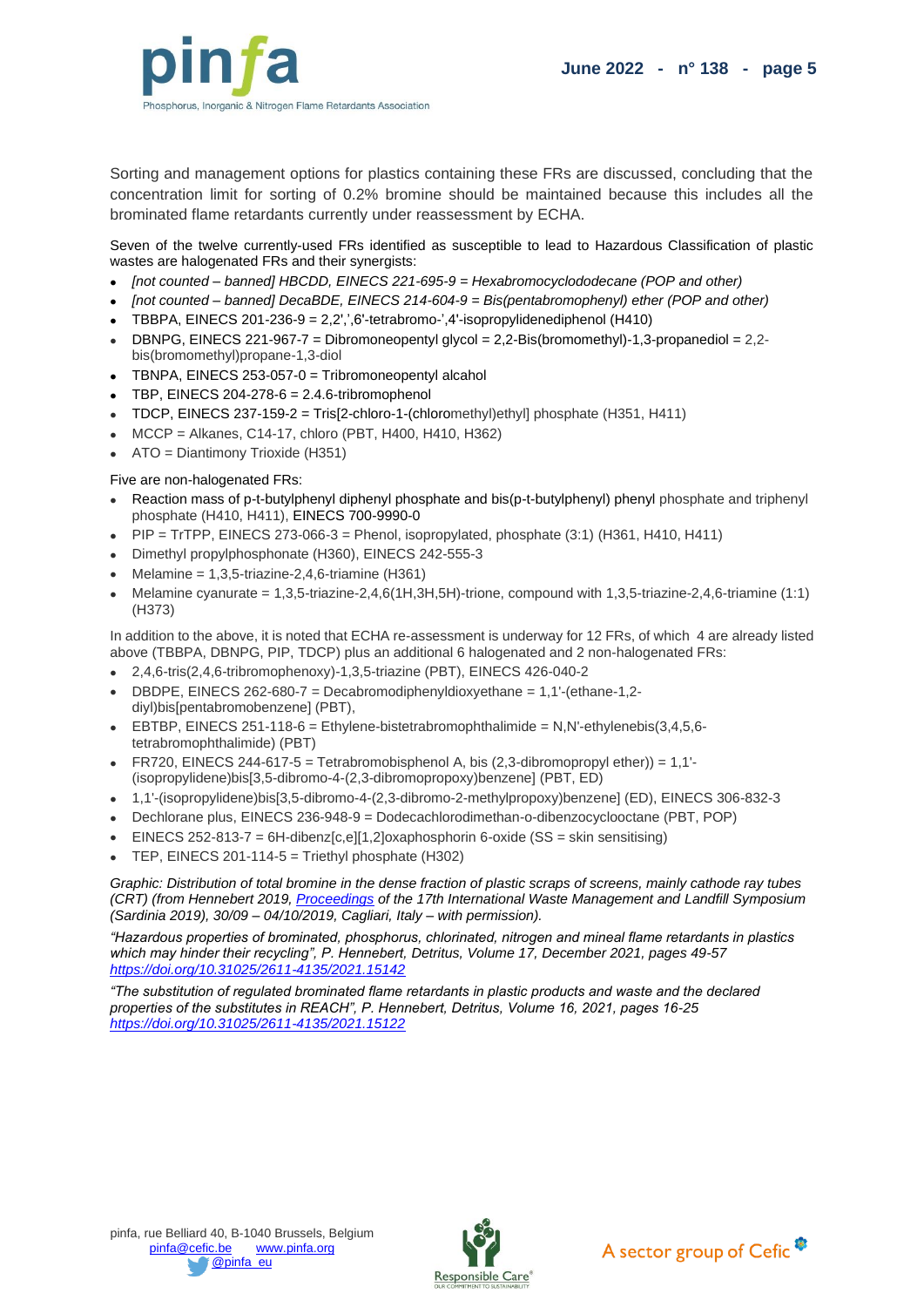Sorting and management options for plastics containing these FRs are discussed, concluding that the concentration limit for sorting of 0.2% bromine should be maintained because this includes all the brominated flame retardants currently under reassessment by ECHA.

Seven of the twelve currently-used FRs identified as susceptible to lead to Hazardous Classification of plastic wastes are halogenated FRs and their synergists:

- *[not counted – banned] HBCDD, EINECS 221-695-9 = Hexabromocyclododecane (POP and other)*
- *[not counted – banned] DecaBDE, EINECS 214-604-9 = Bis(pentabromophenyl) ether (POP and other)*
- TBBPA, EINECS 201-236-9 = 2,2',',6'-tetrabromo-',4'-isopropylidenediphenol (H410)
- DBNPG, EINECS 221-967-7 = Dibromoneopentyl glycol = 2,2-Bis(bromomethyl)-1,3-propanediol = 2,2-bis(bromomethyl)propane-1,3-diol
- TBNPA, EINECS 253-057-0 = Tribromoneopentyl alcahol
- TBP, EINECS 204-278-6 = 2.4.6-tribromophenol
- TDCP, EINECS 237-159-2 = Tris[2-chloro-1-(chloromethyl)ethyl] phosphate (H351, H411)
- MCCP = Alkanes, C14-17, chloro (PBT, H400, H410, H362)
- ATO = Diantimony Trioxide (H351)

Five are non-halogenated FRs:

- Reaction mass of p-t-butylphenyl diphenyl phosphate and bis(p-t-butylphenyl) phenyl phosphate and triphenyl phosphate (H410, H411), EINECS 700-9990-0
- PIP = TrTPP, EINECS 273-066-3 = Phenol, isopropylated, phosphate (3:1) (H361, H410, H411)
- Dimethyl propylphosphonate (H360), EINECS 242-555-3
- Melamine = 1,3,5-triazine-2,4,6-triamine (H361)
- Melamine cyanurate = 1,3,5-triazine-2,4,6(1H,3H,5H)-trione, compound with 1,3,5-triazine-2,4,6-triamine (1:1) (H373)

In addition to the above, it is noted that ECHA re-assessment is underway for 12 FRs, of which 4 are already listed above (TBBPA, DBNPG, PIP, TDCP) plus an additional 6 halogenated and 2 non-halogenated FRs:

- 2,4,6-tris(2,4,6-tribromophenoxy)-1,3,5-triazine (PBT), EINECS 426-040-2
- DBDPE, EINECS 262-680-7 = Decabromodiphenyldioxyethane = 1,1'-(ethane-1,2-diyl)bis[pentabromobenzene] (PBT),
- EBTBP, EINECS 251-118-6 = Ethylene-bistetrabromophthalimide = N,N'-ethylenebis(3,4,5,6-tetrabromophthalimide) (PBT)
- FR720, EINECS 244-617-5 = Tetrabromobisphenol A, bis (2,3-dibromopropyl ether)) = 1,1'-(isopropylidene)bis[3,5-dibromo-4-(2,3-dibromopropoxy)benzene] (PBT, ED)
- 1,1'-(isopropylidene)bis[3,5-dibromo-4-(2,3-dibromo-2-methylpropoxy)benzene] (ED), EINECS 306-832-3
- Dechlorane plus, EINECS 236-948-9 = Dodecachlorodimethan-o-dibenzocyclooctane (PBT, POP)
- EINECS 252-813-7 = 6H-dibenz[c,e][1,2]oxaphosphorin 6-oxide (SS = skin sensitising)
- TEP, EINECS 201-114-5 = Triethyl phosphate (H302)

*Graphic: Distribution of total bromine in the dense fraction of plastic scraps of screens, mainly cathode ray tubes (CRT) (from Hennebert 2019, [Proceedings](#) of the 17th International Waste Management and Landfill Symposium (Sardinia 2019), 30/09 – 04/10/2019, Cagliari, Italy – with permission).*

*"Hazardous properties of brominated, phosphorus, chlorinated, nitrogen and mineal flame retardants in plastics which may hinder their recycling", P. Hennebert, Detritus, Volume 17, December 2021, pages 49-57* *https://doi.org/10.31025/2611-4135/2021.15142*

*"The substitution of regulated brominated flame retardants in plastic products and waste and the declared properties of the substitutes in REACH", P. Hennebert, Detritus, Volume 16, 2021, pages 16-25* *https://doi.org/10.31025/2611-4135/2021.15122*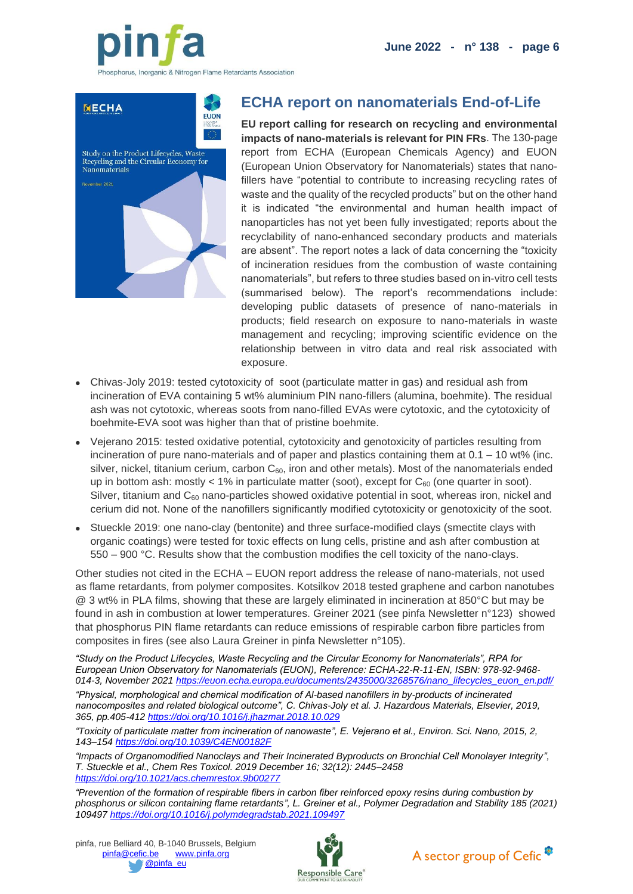## ECHA report on nanomaterials End-of-Life

**EU report calling for research on recycling and environmental impacts of nano-materials is relevant for PIN FRs**. The 130-page report from ECHA (European Chemicals Agency) and EUON (European Union Observatory for Nanomaterials) states that nano-fillers have "potential to contribute to increasing recycling rates of waste and the quality of the recycled products" but on the other hand it is indicated "the environmental and human health impact of nanoparticles has not yet been fully investigated; reports about the recyclability of nano-enhanced secondary products and materials are absent". The report notes a lack of data concerning the "toxicity of incineration residues from the combustion of waste containing nanomaterials", but refers to three studies based on in-vitro cell tests (summarised below). The report's recommendations include: developing public datasets of presence of nano-materials in products; field research on exposure to nano-materials in waste management and recycling; improving scientific evidence on the relationship between in vitro data and real risk associated with exposure.

- Chivas-Joly 2019: tested cytotoxicity of soot (particulate matter in gas) and residual ash from incineration of EVA containing 5 wt% aluminium PIN nano-fillers (alumina, boehmite). The residual ash was not cytotoxic, whereas soots from nano-filled EVAs were cytotoxic, and the cytotoxicity of boehmite-EVA soot was higher than that of pristine boehmite.
- Vejerano 2015: tested oxidative potential, cytotoxicity and genotoxicity of particles resulting from incineration of pure nano-materials and of paper and plastics containing them at 0.1 – 10 wt% (inc. silver, nickel, titanium cerium, carbon $C_{60}$, iron and other metals). Most of the nanomaterials ended up in bottom ash: mostly < 1% in particulate matter (soot), except for $C_{60}$ (one quarter in soot). Silver, titanium and $C_{60}$ nano-particles showed oxidative potential in soot, whereas iron, nickel and cerium did not. None of the nanofillers significantly modified cytotoxicity or genotoxicity of the soot.
- Stueckle 2019: one nano-clay (bentonite) and three surface-modified clays (smectite clays with organic coatings) were tested for toxic effects on lung cells, pristine and ash after combustion at 550 – 900 °C. Results show that the combustion modifies the cell toxicity of the nano-clays.

Other studies not cited in the ECHA – EUON report address the release of nano-materials, not used as flame retardants, from polymer composites. Kotsilkov 2018 tested graphene and carbon nanotubes @ 3 wt% in PLA films, showing that these are largely eliminated in incineration at 850°C but may be found in ash in combustion at lower temperatures. Greiner 2021 (see pinfa Newsletter n°123) showed that phosphorus PIN flame retardants can reduce emissions of respirable carbon fibre particles from composites in fires (see also Laura Greiner in pinfa Newsletter n°105).

*"Study on the Product Lifecycles, Waste Recycling and the Circular Economy for Nanomaterials", RPA for European Union Observatory for Nanomaterials (EUON), Reference: ECHA-22-R-11-EN, ISBN: 978-92-9468-014-3, November 2021* https://euon.echa.europa.eu/documents/2435000/3268576/nano_lifecycles_euon_en.pdf/

*"Physical, morphological and chemical modification of Al-based nanofillers in by-products of incinerated nanocomposites and related biological outcome", C. Chivas-Joly et al. J. Hazardous Materials, Elsevier, 2019, 365, pp.405-412* https://doi.org/10.1016/j.jhazmat.2018.10.029

*"Toxicity of particulate matter from incineration of nanowaste", E. Vejerano et al., Environ. Sci. Nano, 2015, 2, 143–154* https://doi.org/10.1039/C4EN00182F

*"Impacts of Organomodified Nanoclays and Their Incinerated Byproducts on Bronchial Cell Monolayer Integrity", T. Stueckle et al., Chem Res Toxicol. 2019 December 16; 32(12): 2445–2458* https://doi.org/10.1021/acs.chemrestox.9b00277

*"Prevention of the formation of respirable fibers in carbon fiber reinforced epoxy resins during combustion by phosphorus or silicon containing flame retardants", L. Greiner et al., Polymer Degradation and Stability 185 (2021) 109497* https://doi.org/10.1016/j.polymdegradstab.2021.109497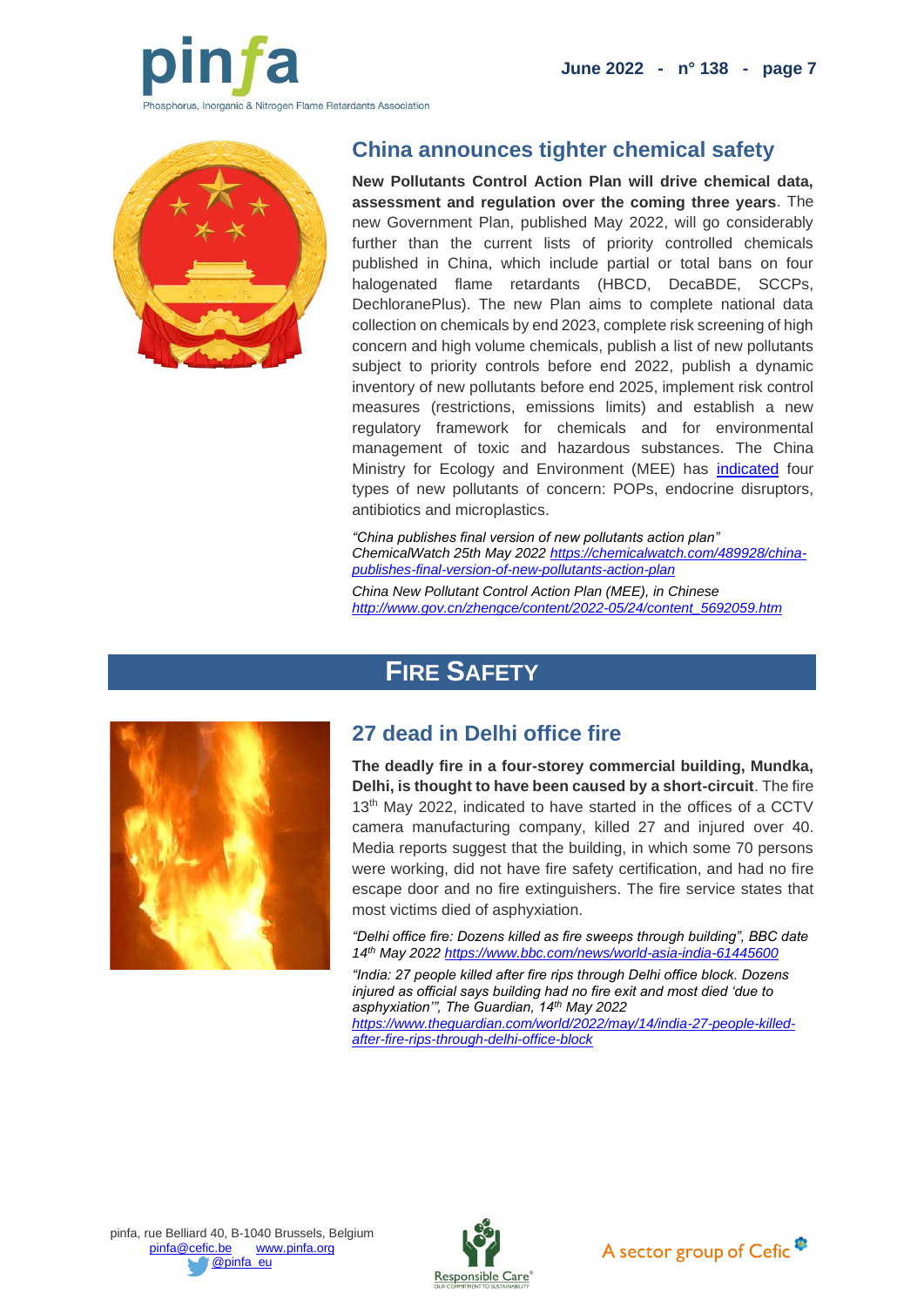## China announces tighter chemical safety

**New Pollutants Control Action Plan will drive chemical data, assessment and regulation over the coming three years**. The new Government Plan, published May 2022, will go considerably further than the current lists of priority controlled chemicals published in China, which include partial or total bans on four halogenated flame retardants (HBCD, DecaBDE, SCCPs, DechloranePlus). The new Plan aims to complete national data collection on chemicals by end 2023, complete risk screening of high concern and high volume chemicals, publish a list of new pollutants subject to priority controls before end 2022, publish a dynamic inventory of new pollutants before end 2025, implement risk control measures (restrictions, emissions limits) and establish a new regulatory framework for chemicals and for environmental management of toxic and hazardous substances. The China Ministry for Ecology and Environment (MEE) has indicated four types of new pollutants of concern: POPs, endocrine disruptors, antibiotics and microplastics.

*"China publishes final version of new pollutants action plan" ChemicalWatch 25th May 2022 https://chemicalwatch.com/489928/china-publishes-final-version-of-new-pollutants-action-plan*

*China New Pollutant Control Action Plan (MEE), in Chinese http://www.gov.cn/zhengce/content/2022-05/24/content_5692059.htm*

# FIRE SAFETY

## 27 dead in Delhi office fire

**The deadly fire in a four-storey commercial building, Mundka, Delhi, is thought to have been caused by a short-circuit**. The fire 13th May 2022, indicated to have started in the offices of a CCTV camera manufacturing company, killed 27 and injured over 40. Media reports suggest that the building, in which some 70 persons were working, did not have fire safety certification, and had no fire escape door and no fire extinguishers. The fire service states that most victims died of asphyxiation.

*"Delhi office fire: Dozens killed as fire sweeps through building", BBC date 14th May 2022 https://www.bbc.com/news/world-asia-india-61445600*

*"India: 27 people killed after fire rips through Delhi office block. Dozens injured as official says building had no fire exit and most died 'due to asphyxiation'", The Guardian, 14th May 2022 https://www.theguardian.com/world/2022/may/14/india-27-people-killed-after-fire-rips-through-delhi-office-block*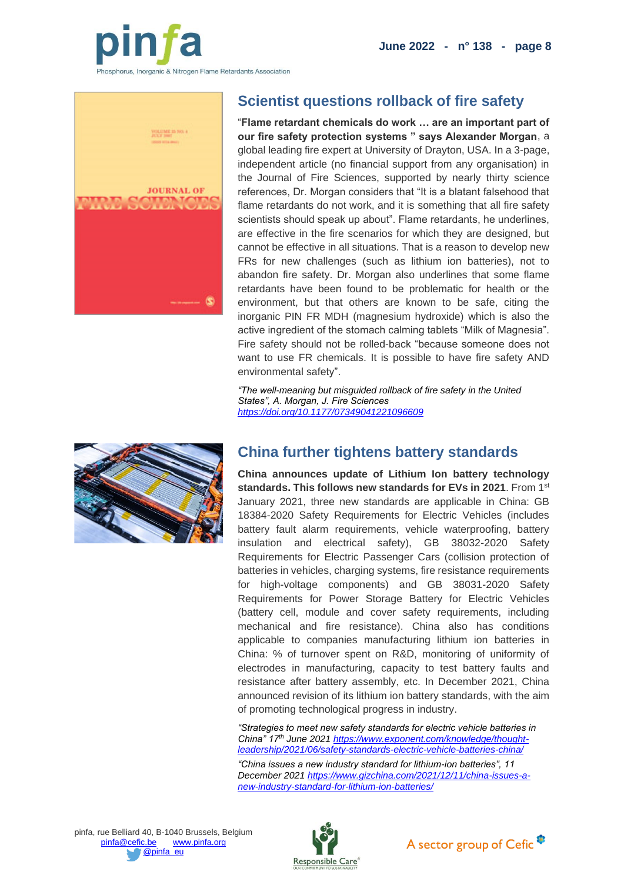## Scientist questions rollback of fire safety

"**Flame retardant chemicals do work … are an important part of our fire safety protection systems " says Alexander Morgan**, a global leading fire expert at University of Drayton, USA. In a 3-page, independent article (no financial support from any organisation) in the Journal of Fire Sciences, supported by nearly thirty science references, Dr. Morgan considers that "It is a blatant falsehood that flame retardants do not work, and it is something that all fire safety scientists should speak up about". Flame retardants, he underlines, are effective in the fire scenarios for which they are designed, but cannot be effective in all situations. That is a reason to develop new FRs for new challenges (such as lithium ion batteries), not to abandon fire safety. Dr. Morgan also underlines that some flame retardants have been found to be problematic for health or the environment, but that others are known to be safe, citing the inorganic PIN FR MDH (magnesium hydroxide) which is also the active ingredient of the stomach calming tablets "Milk of Magnesia". Fire safety should not be rolled-back "because someone does not want to use FR chemicals. It is possible to have fire safety AND environmental safety".

*"The well-meaning but misguided rollback of fire safety in the United States", A. Morgan, J. Fire Sciences* *https://doi.org/10.1177/07349041221096609*

## China further tightens battery standards

**China announces update of Lithium Ion battery technology standards. This follows new standards for EVs in 2021**. From 1st January 2021, three new standards are applicable in China: GB 18384-2020 Safety Requirements for Electric Vehicles (includes battery fault alarm requirements, vehicle waterproofing, battery insulation and electrical safety), GB 38032-2020 Safety Requirements for Electric Passenger Cars (collision protection of batteries in vehicles, charging systems, fire resistance requirements for high-voltage components) and GB 38031-2020 Safety Requirements for Power Storage Battery for Electric Vehicles (battery cell, module and cover safety requirements, including mechanical and fire resistance). China also has conditions applicable to companies manufacturing lithium ion batteries in China: % of turnover spent on R&D, monitoring of uniformity of electrodes in manufacturing, capacity to test battery faults and resistance after battery assembly, etc. In December 2021, China announced revision of its lithium ion battery standards, with the aim of promoting technological progress in industry.

*"Strategies to meet new safety standards for electric vehicle batteries in China" 17th June 2021* *https://www.exponent.com/knowledge/thought-leadership/2021/06/safety-standards-electric-vehicle-batteries-china/*

*"China issues a new industry standard for lithium-ion batteries", 11 December 2021* *https://www.gizchina.com/2021/12/11/china-issues-a-new-industry-standard-for-lithium-ion-batteries/*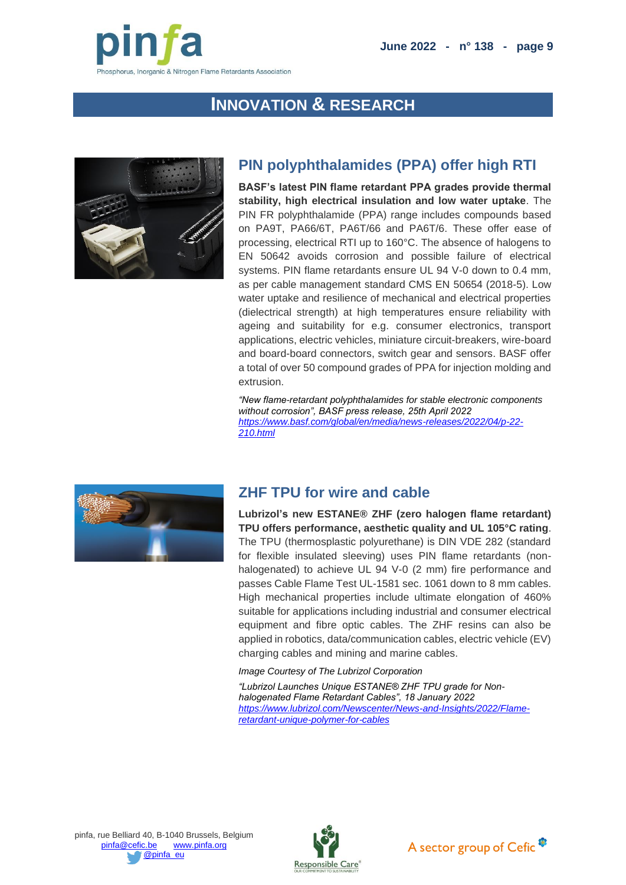## INNOVATION & RESEARCH

### PIN polyphthalamides (PPA) offer high RTI

**BASF's latest PIN flame retardant PPA grades provide thermal stability, high electrical insulation and low water uptake**. The PIN FR polyphthalamide (PPA) range includes compounds based on PA9T, PA66/6T, PA6T/66 and PA6T/6. These offer ease of processing, electrical RTI up to 160°C. The absence of halogens to EN 50642 avoids corrosion and possible failure of electrical systems. PIN flame retardants ensure UL 94 V-0 down to 0.4 mm, as per cable management standard CMS EN 50654 (2018-5). Low water uptake and resilience of mechanical and electrical properties (dielectrical strength) at high temperatures ensure reliability with ageing and suitability for e.g. consumer electronics, transport applications, electric vehicles, miniature circuit-breakers, wire-board and board-board connectors, switch gear and sensors. BASF offer a total of over 50 compound grades of PPA for injection molding and extrusion.

*"New flame-retardant polyphthalamides for stable electronic components without corrosion", BASF press release, 25th April 2022*
*https://www.basf.com/global/en/media/news-releases/2022/04/p-22-210.html*

### ZHF TPU for wire and cable

**Lubrizol's new ESTANE® ZHF (zero halogen flame retardant) TPU offers performance, aesthetic quality and UL 105°C rating**. The TPU (thermosplastic polyurethane) is DIN VDE 282 (standard for flexible insulated sleeving) uses PIN flame retardants (non-halogenated) to achieve UL 94 V-0 (2 mm) fire performance and passes Cable Flame Test UL-1581 sec. 1061 down to 8 mm cables. High mechanical properties include ultimate elongation of 460% suitable for applications including industrial and consumer electrical equipment and fibre optic cables. The ZHF resins can also be applied in robotics, data/communication cables, electric vehicle (EV) charging cables and mining and marine cables.

*Image Courtesy of The Lubrizol Corporation*

*"Lubrizol Launches Unique ESTANE® ZHF TPU grade for Non-halogenated Flame Retardant Cables", 18 January 2022*
*https://www.lubrizol.com/Newscenter/News-and-Insights/2022/Flame-retardant-unique-polymer-for-cables*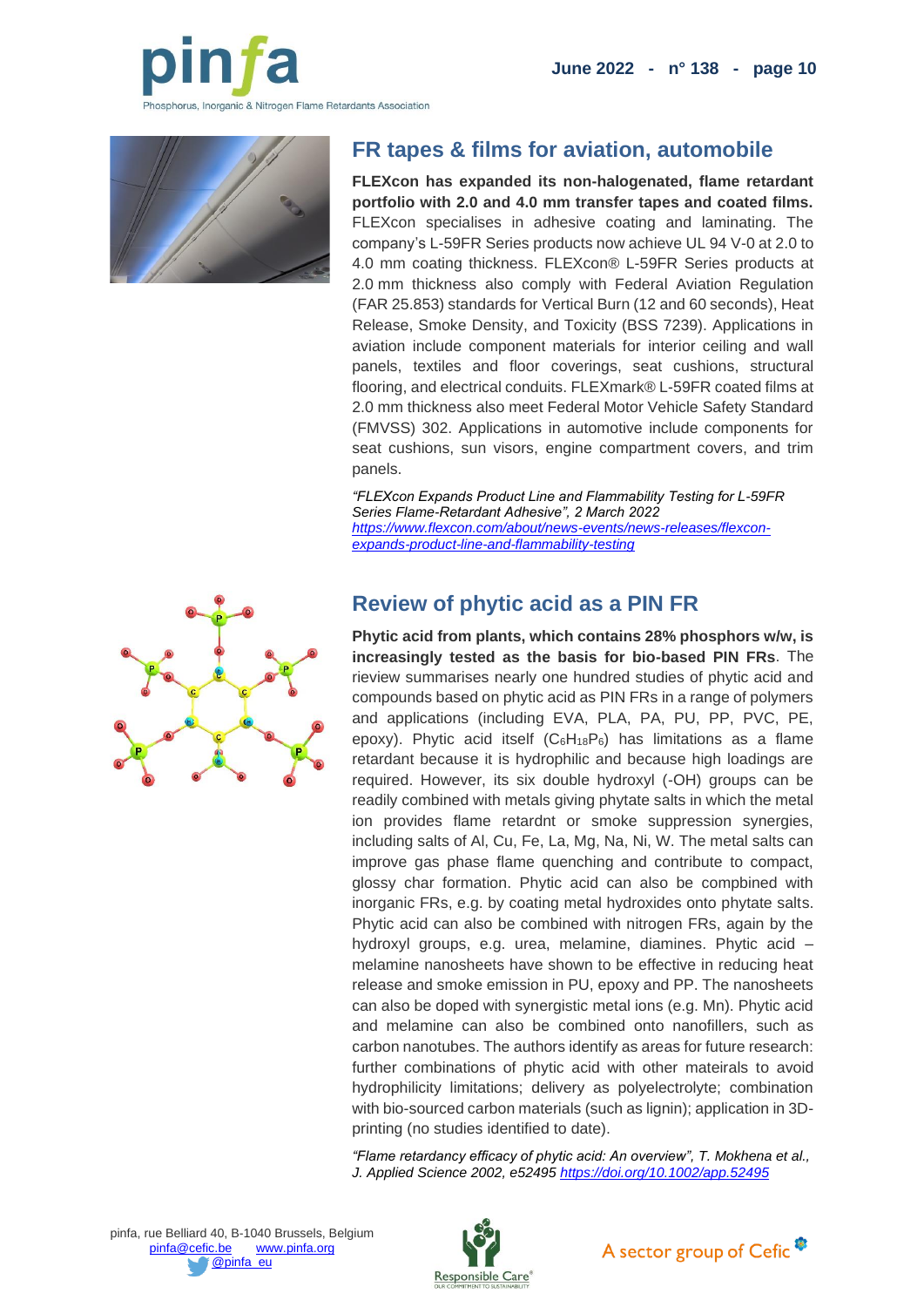## FR tapes & films for aviation, automobile

**FLEXcon has expanded its non-halogenated, flame retardant portfolio with 2.0 and 4.0 mm transfer tapes and coated films.** FLEXcon specialises in adhesive coating and laminating. The company's L-59FR Series products now achieve UL 94 V-0 at 2.0 to 4.0 mm coating thickness. FLEXcon® L-59FR Series products at 2.0 mm thickness also comply with Federal Aviation Regulation (FAR 25.853) standards for Vertical Burn (12 and 60 seconds), Heat Release, Smoke Density, and Toxicity (BSS 7239). Applications in aviation include component materials for interior ceiling and wall panels, textiles and floor coverings, seat cushions, structural flooring, and electrical conduits. FLEXmark® L-59FR coated films at 2.0 mm thickness also meet Federal Motor Vehicle Safety Standard (FMVSS) 302. Applications in automotive include components for seat cushions, sun visors, engine compartment covers, and trim panels.

*"FLEXcon Expands Product Line and Flammability Testing for L-59FR Series Flame-Retardant Adhesive", 2 March 2022*
https://www.flexcon.com/about/news-events/news-releases/flexcon-expands-product-line-and-flammability-testing

## Review of phytic acid as a PIN FR

**Phytic acid from plants, which contains 28% phosphors w/w, is increasingly tested as the basis for bio-based PIN FRs**. The rieview summarises nearly one hundred studies of phytic acid and compounds based on phytic acid as PIN FRs in a range of polymers and applications (including EVA, PLA, PA, PU, PP, PVC, PE, epoxy). Phytic acid itself ($C_6H_{18}P_6$) has limitations as a flame retardant because it is hydrophilic and because high loadings are required. However, its six double hydroxyl (-OH) groups can be readily combined with metals giving phytate salts in which the metal ion provides flame retardnt or smoke suppression synergies, including salts of Al, Cu, Fe, La, Mg, Na, Ni, W. The metal salts can improve gas phase flame quenching and contribute to compact, glossy char formation. Phytic acid can also be compbined with inorganic FRs, e.g. by coating metal hydroxides onto phytate salts. Phytic acid can also be combined with nitrogen FRs, again by the hydroxyl groups, e.g. urea, melamine, diamines. Phytic acid – melamine nanosheets have shown to be effective in reducing heat release and smoke emission in PU, epoxy and PP. The nanosheets can also be doped with synergistic metal ions (e.g. Mn). Phytic acid and melamine can also be combined onto nanofillers, such as carbon nanotubes. The authors identify as areas for future research: further combinations of phytic acid with other mateirals to avoid hydrophilicity limitations; delivery as polyelectrolyte; combination with bio-sourced carbon materials (such as lignin); application in 3D-printing (no studies identified to date).

*"Flame retardancy efficacy of phytic acid: An overview", T. Mokhena et al., J. Applied Science 2002, e52495* https://doi.org/10.1002/app.52495

pinfa, rue Belliard 40, B-1040 Brussels, Belgium
pinfa@cefic.be www.pinfa.org
@pinfa_eu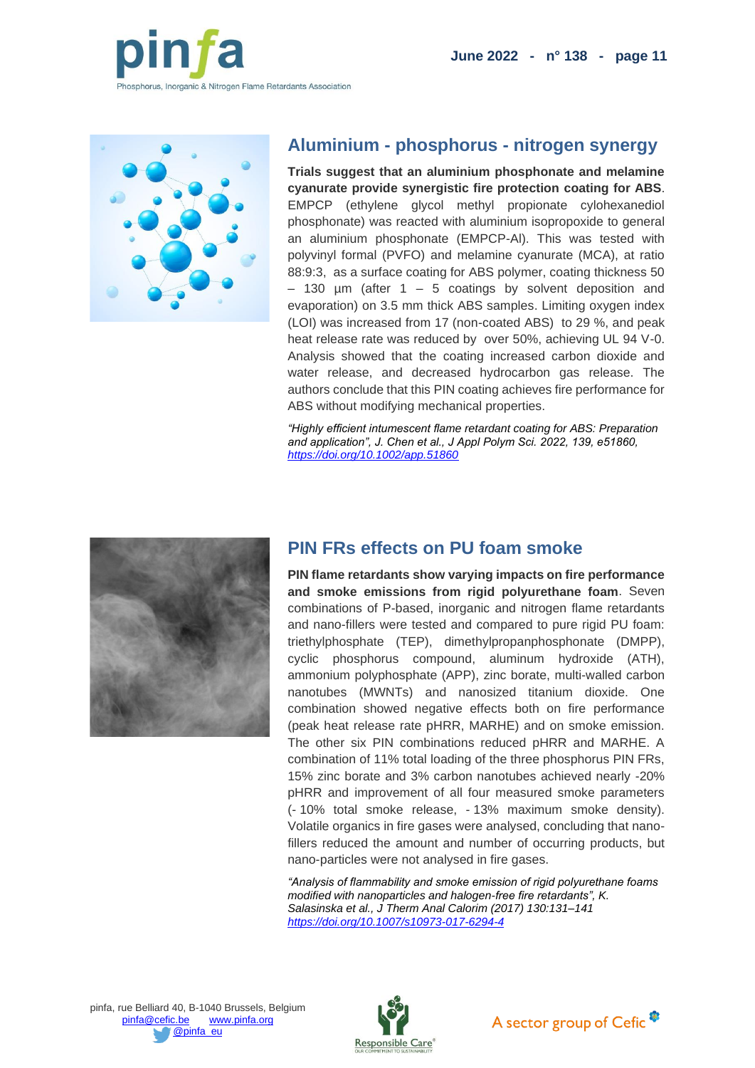## Aluminium - phosphorus - nitrogen synergy

**Trials suggest that an aluminium phosphonate and melamine cyanurate provide synergistic fire protection coating for ABS**. EMPCP (ethylene glycol methyl propionate cylohexanediol phosphonate) was reacted with aluminium isopropoxide to general an aluminium phosphonate (EMPCP-Al). This was tested with polyvinyl formal (PVFO) and melamine cyanurate (MCA), at ratio 88:9:3, as a surface coating for ABS polymer, coating thickness 50 – 130 µm (after 1 – 5 coatings by solvent deposition and evaporation) on 3.5 mm thick ABS samples. Limiting oxygen index (LOI) was increased from 17 (non-coated ABS) to 29 %, and peak heat release rate was reduced by over 50%, achieving UL 94 V-0. Analysis showed that the coating increased carbon dioxide and water release, and decreased hydrocarbon gas release. The authors conclude that this PIN coating achieves fire performance for ABS without modifying mechanical properties.

*"Highly efficient intumescent flame retardant coating for ABS: Preparation and application", J. Chen et al., J Appl Polym Sci. 2022, 139, e51860,* *https://doi.org/10.1002/app.51860*

## PIN FRs effects on PU foam smoke

**PIN flame retardants show varying impacts on fire performance and smoke emissions from rigid polyurethane foam**. Seven combinations of P-based, inorganic and nitrogen flame retardants and nano-fillers were tested and compared to pure rigid PU foam: triethylphosphate (TEP), dimethylpropanphosphonate (DMPP), cyclic phosphorus compound, aluminum hydroxide (ATH), ammonium polyphosphate (APP), zinc borate, multi-walled carbon nanotubes (MWNTs) and nanosized titanium dioxide. One combination showed negative effects both on fire performance (peak heat release rate pHRR, MARHE) and on smoke emission. The other six PIN combinations reduced pHRR and MARHE. A combination of 11% total loading of the three phosphorus PIN FRs, 15% zinc borate and 3% carbon nanotubes achieved nearly -20% pHRR and improvement of all four measured smoke parameters (- 10% total smoke release, - 13% maximum smoke density). Volatile organics in fire gases were analysed, concluding that nano-fillers reduced the amount and number of occurring products, but nano-particles were not analysed in fire gases.

*"Analysis of flammability and smoke emission of rigid polyurethane foams modified with nanoparticles and halogen-free fire retardants", K. Salasinska et al., J Therm Anal Calorim (2017) 130:131–141* *https://doi.org/10.1007/s10973-017-6294-4*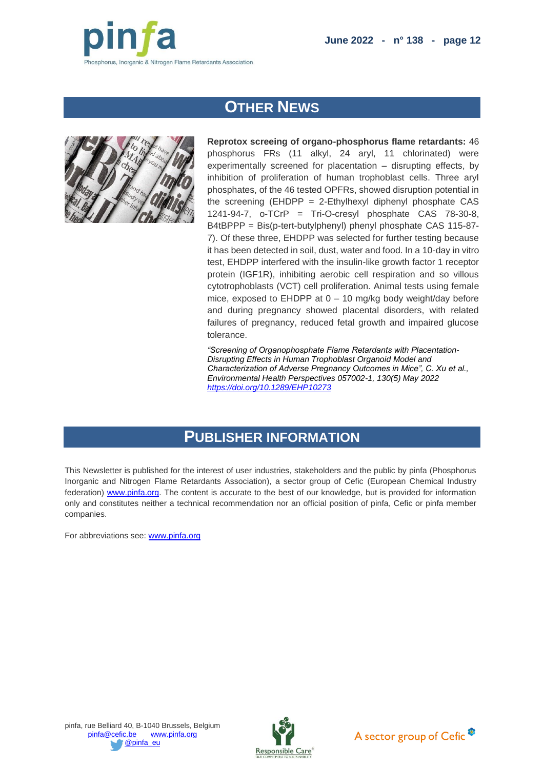## OTHER NEWS

**Reprotox screeing of organo-phosphorus flame retardants:** 46 phosphorus FRs (11 alkyl, 24 aryl, 11 chlorinated) were experimentally screened for placentation – disrupting effects, by inhibition of proliferation of human trophoblast cells. Three aryl phosphates, of the 46 tested OPFRs, showed disruption potential in the screening (EHDPP = 2-Ethylhexyl diphenyl phosphate CAS 1241-94-7, o-TCrP = Tri-O-cresyl phosphate CAS 78-30-8, B4tBPPP = Bis(p-tert-butylphenyl) phenyl phosphate CAS 115-87-7). Of these three, EHDPP was selected for further testing because it has been detected in soil, dust, water and food. In a 10-day in vitro test, EHDPP interfered with the insulin-like growth factor 1 receptor protein (IGF1R), inhibiting aerobic cell respiration and so villous cytotrophoblasts (VCT) cell proliferation. Animal tests using female mice, exposed to EHDPP at 0 – 10 mg/kg body weight/day before and during pregnancy showed placental disorders, with related failures of pregnancy, reduced fetal growth and impaired glucose tolerance.

*"Screening of Organophosphate Flame Retardants with Placentation-Disrupting Effects in Human Trophoblast Organoid Model and Characterization of Adverse Pregnancy Outcomes in Mice", C. Xu et al., Environmental Health Perspectives 057002-1, 130(5) May 2022 https://doi.org/10.1289/EHP10273*

## PUBLISHER INFORMATION

This Newsletter is published for the interest of user industries, stakeholders and the public by pinfa (Phosphorus Inorganic and Nitrogen Flame Retardants Association), a sector group of Cefic (European Chemical Industry federation) www.pinfa.org. The content is accurate to the best of our knowledge, but is provided for information only and constitutes neither a technical recommendation nor an official position of pinfa, Cefic or pinfa member companies.

For abbreviations see: www.pinfa.org

pinfa, rue Belliard 40, B-1040 Brussels, Belgium
pinfa@cefic.be www.pinfa.org
@pinfa_eu

A sector group of Cefic